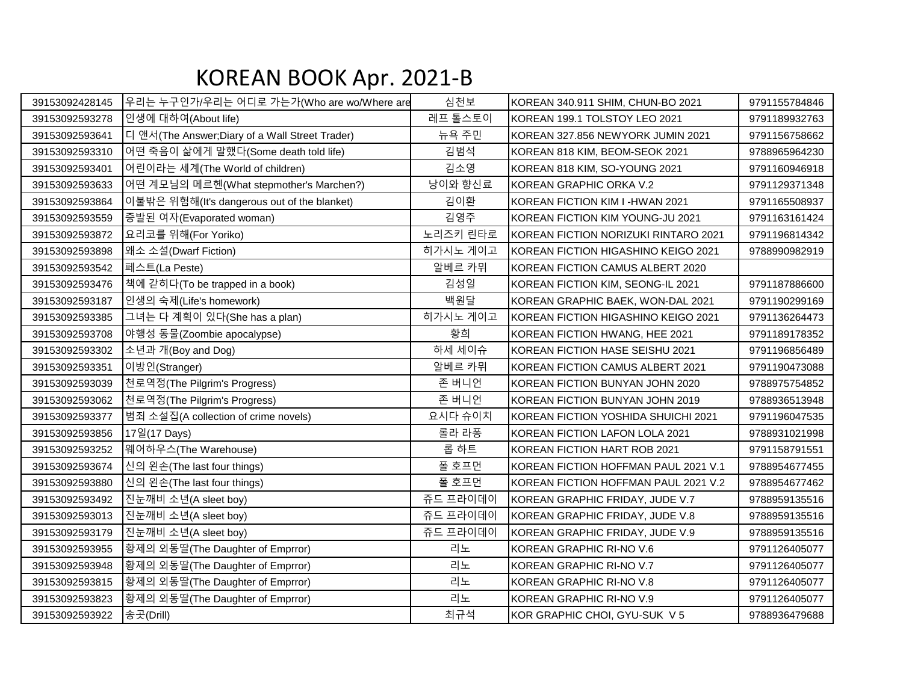# KOREAN BOOK Apr. 2021-B

| | | | | |
|---|---|---|---|---|
| 39153092428145 | 우리는 누구인가/우리는 어디로 가는가(Who are wo/Where are | 심천보 | KOREAN 340.911 SHIM, CHUN-BO 2021 | 9791155784846 |
| 39153092593278 | 인생에 대하여(About life) | 레프 톨스토이 | KOREAN 199.1 TOLSTOY LEO 2021 | 9791189932763 |
| 39153092593641 | 디 앤서(The Answer;Diary of a Wall Street Trader) | 뉴욕 주민 | KOREAN 327.856 NEWYORK JUMIN 2021 | 9791156758662 |
| 39153092593310 | 어떤 죽음이 삶에게 말했다(Some death told life) | 김범석 | KOREAN 818 KIM, BEOM-SEOK 2021 | 9788965964230 |
| 39153092593401 | 어린이라는 세계(The World of children) | 김소영 | KOREAN 818 KIM, SO-YOUNG 2021 | 9791160946918 |
| 39153092593633 | 어떤 계모님의 메르헨(What stepmother's Marchen?) | 낭이와 향신료 | KOREAN GRAPHIC ORKA V.2 | 9791129371348 |
| 39153092593864 | 이불밖은 위험해(It's dangerous out of the blanket) | 김이환 | KOREAN FICTION KIM I -HWAN 2021 | 9791165508937 |
| 39153092593559 | 증발된 여자(Evaporated woman) | 김영주 | KOREAN FICTION KIM YOUNG-JU 2021 | 9791163161424 |
| 39153092593872 | 요리코를 위해(For Yoriko) | 노리즈키 린타로 | KOREAN FICTION NORIZUKI RINTARO 2021 | 9791196814342 |
| 39153092593898 | 왜소 소설(Dwarf Fiction) | 히가시노 게이고 | KOREAN FICTION HIGASHINO KEIGO 2021 | 9788990982919 |
| 39153092593542 | 페스트(La Peste) | 알베르 카뮈 | KOREAN FICTION CAMUS ALBERT 2020 | |
| 39153092593476 | 책에 갇히다(To be trapped in a book) | 김성일 | KOREAN FICTION KIM, SEONG-IL 2021 | 9791187886600 |
| 39153092593187 | 인생의 숙제(Life's homework) | 백원달 | KOREAN GRAPHIC BAEK, WON-DAL 2021 | 9791190299169 |
| 39153092593385 | 그녀는 다 계획이 있다(She has a plan) | 히가시노 게이고 | KOREAN FICTION HIGASHINO KEIGO 2021 | 9791136264473 |
| 39153092593708 | 야행성 동물(Zoombie apocalypse) | 황희 | KOREAN FICTION HWANG, HEE 2021 | 9791189178352 |
| 39153092593302 | 소년과 개(Boy and Dog) | 하세 세이슈 | KOREAN FICTION HASE SEISHU 2021 | 9791196856489 |
| 39153092593351 | 이방인(Stranger) | 알베르 카뮈 | KOREAN FICTION CAMUS ALBERT 2021 | 9791190473088 |
| 39153092593039 | 천로역정(The Pilgrim's Progress) | 존 버니언 | KOREAN FICTION BUNYAN JOHN 2020 | 9788975754852 |
| 39153092593062 | 천로역정(The Pilgrim's Progress) | 존 버니언 | KOREAN FICTION BUNYAN JOHN 2019 | 9788936513948 |
| 39153092593377 | 범죄 소설집(A collection of crime novels) | 요시다 슈이치 | KOREAN FICTION YOSHIDA SHUICHI 2021 | 9791196047535 |
| 39153092593856 | 17일(17 Days) | 롤라 라퐁 | KOREAN FICTION LAFON LOLA 2021 | 9788931021998 |
| 39153092593252 | 웨어하우스(The Warehouse) | 롭 하트 | KOREAN FICTION HART ROB 2021 | 9791158791551 |
| 39153092593674 | 신의 왼손(The last four things) | 폴 호프먼 | KOREAN FICTION HOFFMAN PAUL 2021 V.1 | 9788954677455 |
| 39153092593880 | 신의 왼손(The last four things) | 폴 호프먼 | KOREAN FICTION HOFFMAN PAUL 2021 V.2 | 9788954677462 |
| 39153092593492 | 진눈깨비 소년(A sleet boy) | 쥬드 프라이데이 | KOREAN GRAPHIC FRIDAY, JUDE V.7 | 9788959135516 |
| 39153092593013 | 진눈깨비 소년(A sleet boy) | 쥬드 프라이데이 | KOREAN GRAPHIC FRIDAY, JUDE V.8 | 9788959135516 |
| 39153092593179 | 진눈깨비 소년(A sleet boy) | 쥬드 프라이데이 | KOREAN GRAPHIC FRIDAY, JUDE V.9 | 9788959135516 |
| 39153092593955 | 황제의 외동딸(The Daughter of Emprror) | 리노 | KOREAN GRAPHIC RI-NO V.6 | 9791126405077 |
| 39153092593948 | 황제의 외동딸(The Daughter of Emprror) | 리노 | KOREAN GRAPHIC RI-NO V.7 | 9791126405077 |
| 39153092593815 | 황제의 외동딸(The Daughter of Emprror) | 리노 | KOREAN GRAPHIC RI-NO V.8 | 9791126405077 |
| 39153092593823 | 황제의 외동딸(The Daughter of Emprror) | 리노 | KOREAN GRAPHIC RI-NO V.9 | 9791126405077 |
| 39153092593922 | 송곳(Drill) | 최규석 | KOR GRAPHIC CHOI, GYU-SUK V 5 | 9788936479688 |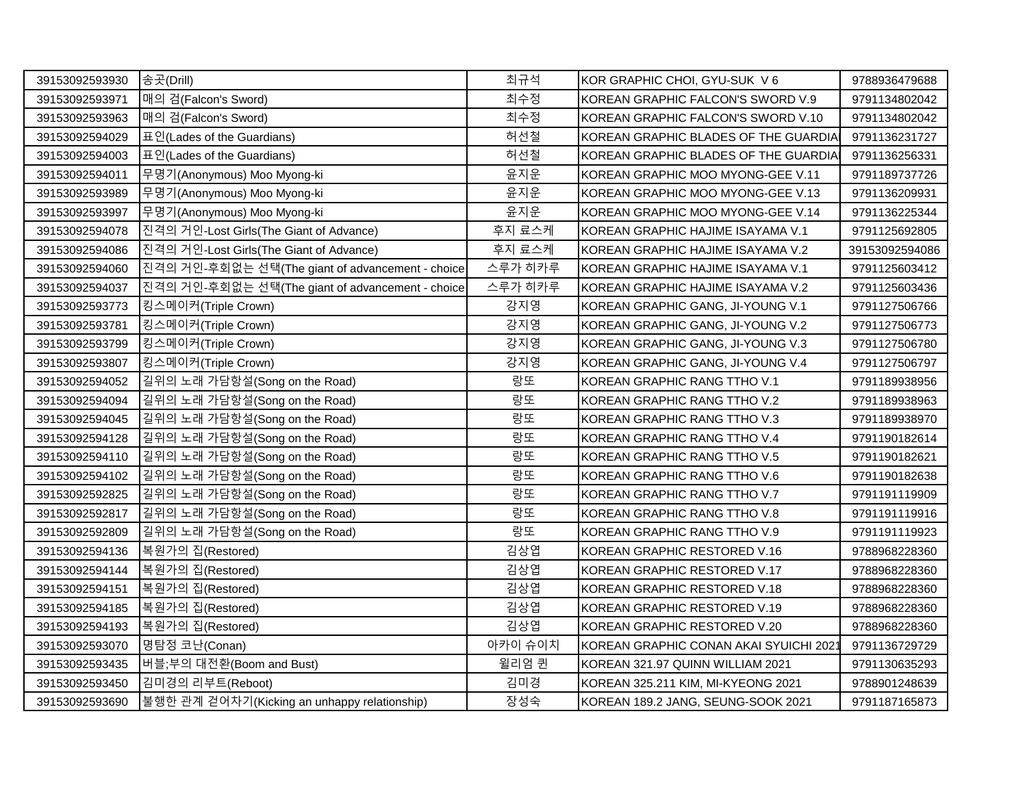| | | | | |
|---|---|---|---|---|
| 39153092593930 | 송곳(Drill) | 최규석 | KOR GRAPHIC CHOI, GYU-SUK V 6 | 9788936479688 |
| 39153092593971 | 매의 검(Falcon's Sword) | 최수정 | KOREAN GRAPHIC FALCON'S SWORD V.9 | 9791134802042 |
| 39153092593963 | 매의 검(Falcon's Sword) | 최수정 | KOREAN GRAPHIC FALCON'S SWORD V.10 | 9791134802042 |
| 39153092594029 | 표인(Lades of the Guardians) | 허선철 | KOREAN GRAPHIC BLADES OF THE GUARDIA | 9791136231727 |
| 39153092594003 | 표인(Lades of the Guardians) | 허선철 | KOREAN GRAPHIC BLADES OF THE GUARDIA | 9791136256331 |
| 39153092594011 | 무명기(Anonymous) Moo Myong-ki | 윤지운 | KOREAN GRAPHIC MOO MYONG-GEE V.11 | 9791189737726 |
| 39153092593989 | 무명기(Anonymous) Moo Myong-ki | 윤지운 | KOREAN GRAPHIC MOO MYONG-GEE V.13 | 9791136209931 |
| 39153092593997 | 무명기(Anonymous) Moo Myong-ki | 윤지운 | KOREAN GRAPHIC MOO MYONG-GEE V.14 | 9791136225344 |
| 39153092594078 | 진격의 거인-Lost Girls(The Giant of Advance) | 후지 료스케 | KOREAN GRAPHIC HAJIME ISAYAMA V.1 | 9791125692805 |
| 39153092594086 | 진격의 거인-Lost Girls(The Giant of Advance) | 후지 료스케 | KOREAN GRAPHIC HAJIME ISAYAMA V.2 | 39153092594086 |
| 39153092594060 | 진격의 거인-후회없는 선택(The giant of advancement - choice | 스루가 히카루 | KOREAN GRAPHIC HAJIME ISAYAMA V.1 | 9791125603412 |
| 39153092594037 | 진격의 거인-후회없는 선택(The giant of advancement - choice | 스루가 히카루 | KOREAN GRAPHIC HAJIME ISAYAMA V.2 | 9791125603436 |
| 39153092593773 | 킹스메이커(Triple Crown) | 강지영 | KOREAN GRAPHIC GANG, JI-YOUNG V.1 | 9791127506766 |
| 39153092593781 | 킹스메이커(Triple Crown) | 강지영 | KOREAN GRAPHIC GANG, JI-YOUNG V.2 | 9791127506773 |
| 39153092593799 | 킹스메이커(Triple Crown) | 강지영 | KOREAN GRAPHIC GANG, JI-YOUNG V.3 | 9791127506780 |
| 39153092593807 | 킹스메이커(Triple Crown) | 강지영 | KOREAN GRAPHIC GANG, JI-YOUNG V.4 | 9791127506797 |
| 39153092594052 | 길위의 노래 가담항설(Song on the Road) | 랑또 | KOREAN GRAPHIC RANG TTHO V.1 | 9791189938956 |
| 39153092594094 | 길위의 노래 가담항설(Song on the Road) | 랑또 | KOREAN GRAPHIC RANG TTHO V.2 | 9791189938963 |
| 39153092594045 | 길위의 노래 가담항설(Song on the Road) | 랑또 | KOREAN GRAPHIC RANG TTHO V.3 | 9791189938970 |
| 39153092594128 | 길위의 노래 가담항설(Song on the Road) | 랑또 | KOREAN GRAPHIC RANG TTHO V.4 | 9791190182614 |
| 39153092594110 | 길위의 노래 가담항설(Song on the Road) | 랑또 | KOREAN GRAPHIC RANG TTHO V.5 | 9791190182621 |
| 39153092594102 | 길위의 노래 가담항설(Song on the Road) | 랑또 | KOREAN GRAPHIC RANG TTHO V.6 | 9791190182638 |
| 39153092592825 | 길위의 노래 가담항설(Song on the Road) | 랑또 | KOREAN GRAPHIC RANG TTHO V.7 | 9791191119909 |
| 39153092592817 | 길위의 노래 가담항설(Song on the Road) | 랑또 | KOREAN GRAPHIC RANG TTHO V.8 | 9791191119916 |
| 39153092592809 | 길위의 노래 가담항설(Song on the Road) | 랑또 | KOREAN GRAPHIC RANG TTHO V.9 | 9791191119923 |
| 39153092594136 | 복원가의 집(Restored) | 김상엽 | KOREAN GRAPHIC RESTORED V.16 | 9788968228360 |
| 39153092594144 | 복원가의 집(Restored) | 김상엽 | KOREAN GRAPHIC RESTORED V.17 | 9788968228360 |
| 39153092594151 | 복원가의 집(Restored) | 김상엽 | KOREAN GRAPHIC RESTORED V.18 | 9788968228360 |
| 39153092594185 | 복원가의 집(Restored) | 김상엽 | KOREAN GRAPHIC RESTORED V.19 | 9788968228360 |
| 39153092594193 | 복원가의 집(Restored) | 김상엽 | KOREAN GRAPHIC RESTORED V.20 | 9788968228360 |
| 39153092593070 | 명탐정 코난(Conan) | 아카이 슈이치 | KOREAN GRAPHIC CONAN AKAI SYUICHI 2021 | 9791136729729 |
| 39153092593435 | 버블;부의 대전환(Boom and Bust) | 윌리엄 퀸 | KOREAN 321.97 QUINN WILLIAM 2021 | 9791130635293 |
| 39153092593450 | 김미경의 리부트(Reboot) | 김미경 | KOREAN 325.211 KIM, MI-KYEONG 2021 | 9788901248639 |
| 39153092593690 | 불행한 관계 걷어차기(Kicking an unhappy relationship) | 장성숙 | KOREAN 189.2 JANG, SEUNG-SOOK 2021 | 9791187165873 |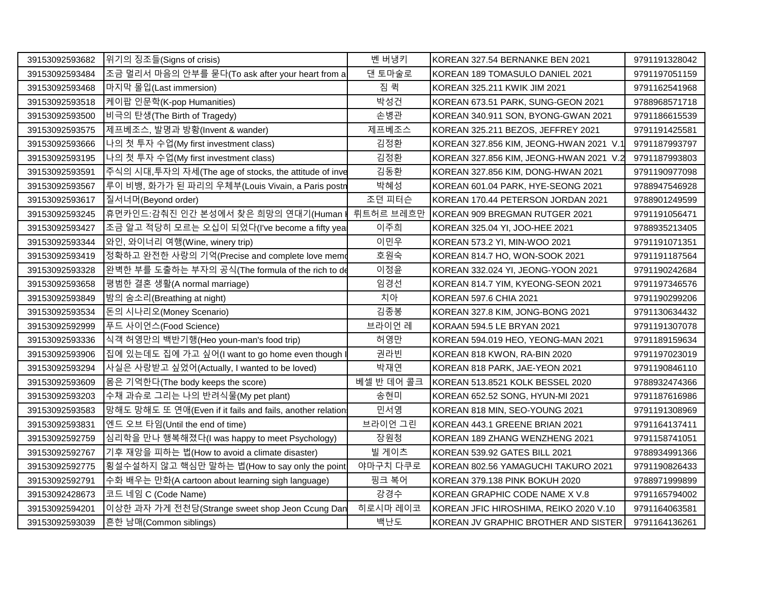| 39153092593682 | 위기의 징조들(Signs of crisis) | 벤 버냉키 | KOREAN 327.54 BERNANKE BEN 2021 | 9791191328042 |
|---|---|---|---|---|
| 39153092593484 | 조금 멀리서 마음의 안부를 묻다(To ask after your heart from a | 댄 토마술로 | KOREAN 189 TOMASULO DANIEL 2021 | 9791197051159 |
| 39153092593468 | 마지막 몰입(Last immersion) | 짐 퀵 | KOREAN 325.211 KWIK JIM 2021 | 9791162541968 |
| 39153092593518 | 케이팝 인문학(K-pop Humanities) | 박성건 | KOREAN 673.51 PARK, SUNG-GEON 2021 | 9788968571718 |
| 39153092593500 | 비극의 탄생(The Birth of Tragedy) | 손병관 | KOREAN 340.911 SON, BYONG-GWAN 2021 | 9791186615539 |
| 39153092593575 | 제프베조스, 발명과 방황(Invent & wander) | 제프베조스 | KOREAN 325.211 BEZOS, JEFFREY 2021 | 9791191425581 |
| 39153092593666 | 나의 첫 투자 수업(My first investment class) | 김정환 | KOREAN 327.856 KIM, JEONG-HWAN 2021 V.1 | 9791187993797 |
| 39153092593195 | 나의 첫 투자 수업(My first investment class) | 김정환 | KOREAN 327.856 KIM, JEONG-HWAN 2021 V.2 | 9791187993803 |
| 39153092593591 | 주식의 시대,투자의 자세(The age of stocks, the attitude of inve | 김동환 | KOREAN 327.856 KIM, DONG-HWAN 2021 | 9791190977098 |
| 39153092593567 | 루이 비뱅, 화가가 된 파리의 우체부(Louis Vivain, a Paris postm | 박혜성 | KOREAN 601.04 PARK, HYE-SEONG 2021 | 9788947546928 |
| 39153092593617 | 질서너머(Beyond order) | 조던 피터슨 | KOREAN 170.44 PETERSON JORDAN 2021 | 9788901249599 |
| 39153092593245 | 휴먼카인드:감춰진 인간 본성에서 찾은 희망의 연대기(Human k | 뤼트허르 브레흐만 | KOREAN 909 BREGMAN RUTGER 2021 | 9791191056471 |
| 39153092593427 | 조금 알고 적당히 모르는 오십이 되었다(I've become a fifty yea | 이주희 | KOREAN 325.04 YI, JOO-HEE 2021 | 9788935213405 |
| 39153092593344 | 와인, 와이너리 여행(Wine, winery trip) | 이민우 | KOREAN 573.2 YI, MIN-WOO 2021 | 9791191071351 |
| 39153092593419 | 정확하고 완전한 사랑의 기억(Precise and complete love memo | 호원숙 | KOREAN 814.7 HO, WON-SOOK 2021 | 9791191187564 |
| 39153092593328 | 완벽한 부를 도출하는 부자의 공식(The formula of the rich to de | 이정윤 | KOREAN 332.024 YI, JEONG-YOON 2021 | 9791190242684 |
| 39153092593658 | 평범한 결혼 생활(A normal marriage) | 임경선 | KOREAN 814.7 YIM, KYEONG-SEON 2021 | 9791197346576 |
| 39153092593849 | 밤의 숨소리(Breathing at night) | 치아 | KOREAN 597.6 CHIA 2021 | 9791190299206 |
| 39153092593534 | 돈의 시나리오(Money Scenario) | 김종봉 | KOREAN 327.8 KIM, JONG-BONG 2021 | 9791130634432 |
| 39153092592999 | 푸드 사이언스(Food Science) | 브라이언 레 | KORAAN 594.5 LE BRYAN 2021 | 9791191307078 |
| 39153092593336 | 식객 허영만의 백반기행(Heo youn-man's food trip) | 허영만 | KOREAN 594.019 HEO, YEONG-MAN 2021 | 9791189159634 |
| 39153092593906 | 집에 있는데도 집에 가고 싶어(I want to go home even though I | 권라빈 | KOREAN 818 KWON, RA-BIN 2020 | 9791197023019 |
| 39153092593294 | 사실은 사랑받고 싶었어(Actually, I wanted to be loved) | 박재연 | KOREAN 818 PARK, JAE-YEON 2021 | 9791190846110 |
| 39153092593609 | 몸은 기억한다(The body keeps the score) | 베셀 반 데어 콜크 | KOREAN 513.8521 KOLK BESSEL 2020 | 9788932474366 |
| 39153092593203 | 수채 과슈로 그리는 나의 반려식물(My pet plant) | 송현미 | KOREAN 652.52 SONG, HYUN-MI 2021 | 9791187616986 |
| 39153092593583 | 망해도 망해도 또 연애(Even if it fails and fails, another relation | 민서영 | KOREAN 818 MIN, SEO-YOUNG 2021 | 9791191308969 |
| 39153092593831 | 엔드 오브 타임(Until the end of time) | 브라이언 그린 | KOREAN 443.1 GREENE BRIAN 2021 | 9791164137411 |
| 39153092592759 | 심리학을 만나 행복해졌다(I was happy to meet Psychology) | 장원청 | KOREAN 189 ZHANG WENZHENG 2021 | 9791158741051 |
| 39153092592767 | 기후 재앙을 피하는 법(How to avoid a climate disaster) | 빌 게이츠 | KOREAN 539.92 GATES BILL 2021 | 9788934991366 |
| 39153092592775 | 횡설수설하지 않고 핵심만 말하는 법(How to say only the point | 야마구치 다쿠로 | KOREAN 802.56 YAMAGUCHI TAKURO 2021 | 9791190826433 |
| 39153092592791 | 수화 배우는 만화(A cartoon about learning sigh language) | 핑크 복어 | KOREAN 379.138 PINK BOKUH 2020 | 9788971999899 |
| 39153092428673 | 코드 네임 C (Code Name) | 강경수 | KOREAN GRAPHIC CODE NAME X V.8 | 9791165794002 |
| 39153092594201 | 이상한 과자 가게 전천당(Strange sweet shop Jeon Ccung Dan | 히로시마 레이코 | KOREAN JFIC HIROSHIMA, REIKO 2020 V.10 | 9791164063581 |
| 39153092593039 | 흔한 남매(Common siblings) | 백난도 | KOREAN JV GRAPHIC BROTHER AND SISTER | 9791164136261 |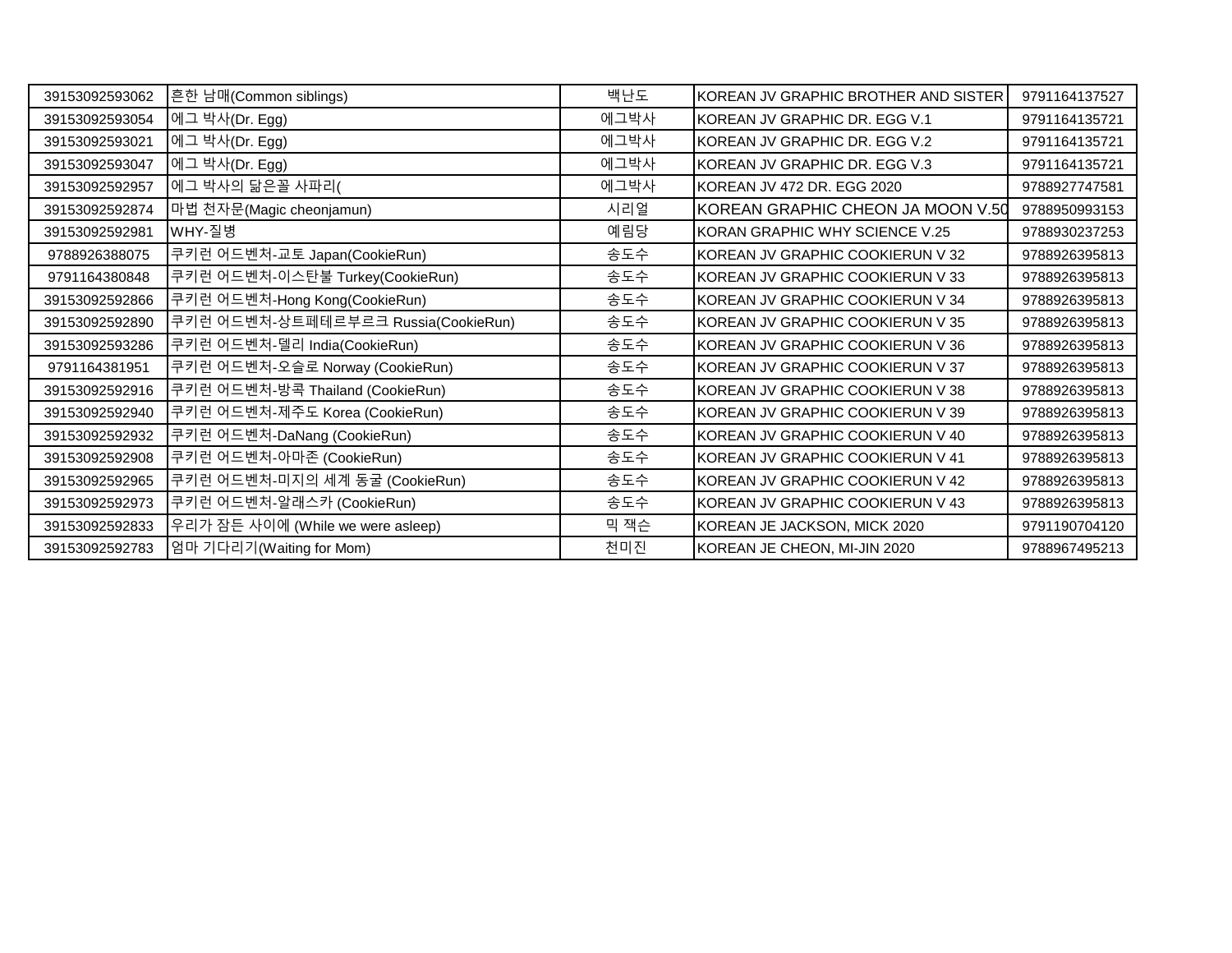| | | | | |
|---|---|---|---|---|
| 39153092593062 | 흔한 남매(Common siblings) | 백난도 | KOREAN JV GRAPHIC BROTHER AND SISTER | 9791164137527 |
| 39153092593054 | 에그 박사(Dr. Egg) | 에그박사 | KOREAN JV GRAPHIC DR. EGG V.1 | 9791164135721 |
| 39153092593021 | 에그 박사(Dr. Egg) | 에그박사 | KOREAN JV GRAPHIC DR. EGG V.2 | 9791164135721 |
| 39153092593047 | 에그 박사(Dr. Egg) | 에그박사 | KOREAN JV GRAPHIC DR. EGG V.3 | 9791164135721 |
| 39153092592957 | 에그 박사의 닮은꼴 사파리( | 에그박사 | KOREAN JV 472 DR. EGG 2020 | 9788927747581 |
| 39153092592874 | 마법 천자문(Magic cheonjamun) | 시리얼 | KOREAN GRAPHIC CHEON JA MOON V.50 | 9788950993153 |
| 39153092592981 | WHY-질병 | 예림당 | KORAN GRAPHIC WHY SCIENCE V.25 | 9788930237253 |
| 9788926388075 | 쿠키런 어드벤처-교토 Japan(CookieRun) | 송도수 | KOREAN JV GRAPHIC COOKIERUN V 32 | 9788926395813 |
| 9791164380848 | 쿠키런 어드벤처-이스탄불 Turkey(CookieRun) | 송도수 | KOREAN JV GRAPHIC COOKIERUN V 33 | 9788926395813 |
| 39153092592866 | 쿠키런 어드벤처-Hong Kong(CookieRun) | 송도수 | KOREAN JV GRAPHIC COOKIERUN V 34 | 9788926395813 |
| 39153092592890 | 쿠키런 어드벤처-상트페테르부르크 Russia(CookieRun) | 송도수 | KOREAN JV GRAPHIC COOKIERUN V 35 | 9788926395813 |
| 39153092593286 | 쿠키런 어드벤처-델리 India(CookieRun) | 송도수 | KOREAN JV GRAPHIC COOKIERUN V 36 | 9788926395813 |
| 9791164381951 | 쿠키런 어드벤처-오슬로 Norway (CookieRun) | 송도수 | KOREAN JV GRAPHIC COOKIERUN V 37 | 9788926395813 |
| 39153092592916 | 쿠키런 어드벤처-방콕 Thailand (CookieRun) | 송도수 | KOREAN JV GRAPHIC COOKIERUN V 38 | 9788926395813 |
| 39153092592940 | 쿠키런 어드벤처-제주도 Korea (CookieRun) | 송도수 | KOREAN JV GRAPHIC COOKIERUN V 39 | 9788926395813 |
| 39153092592932 | 쿠키런 어드벤처-DaNang (CookieRun) | 송도수 | KOREAN JV GRAPHIC COOKIERUN V 40 | 9788926395813 |
| 39153092592908 | 쿠키런 어드벤처-아마존 (CookieRun) | 송도수 | KOREAN JV GRAPHIC COOKIERUN V 41 | 9788926395813 |
| 39153092592965 | 쿠키런 어드벤처-미지의 세계 동굴 (CookieRun) | 송도수 | KOREAN JV GRAPHIC COOKIERUN V 42 | 9788926395813 |
| 39153092592973 | 쿠키런 어드벤처-알래스카 (CookieRun) | 송도수 | KOREAN JV GRAPHIC COOKIERUN V 43 | 9788926395813 |
| 39153092592833 | 우리가 잠든 사이에 (While we were asleep) | 믹 잭슨 | KOREAN JE JACKSON, MICK 2020 | 9791190704120 |
| 39153092592783 | 엄마 기다리기(Waiting for Mom) | 천미진 | KOREAN JE CHEON, MI-JIN 2020 | 9788967495213 |